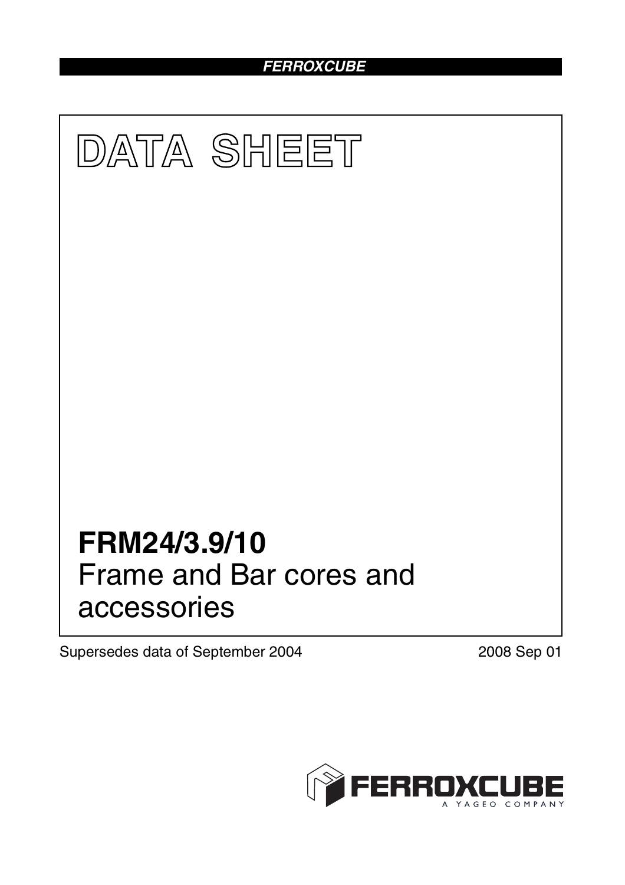# DATA SHEET

## FRM24/3.9/10

Frame and Bar cores and accessories

Supersedes data of September 2004

2008 Sep 01

FERROXCUBE

A YAGEO COMPANY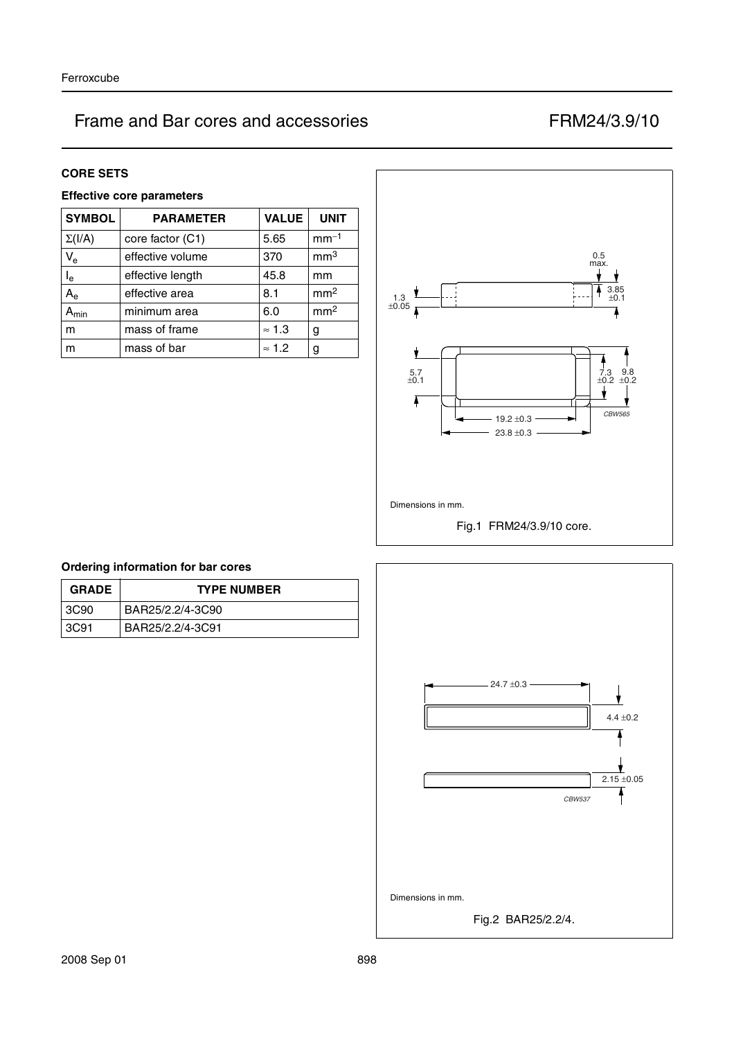# Frame and Bar cores and accessories FRM24/3.9/10

## CORE SETS

### Effective core parameters

| SYMBOL | PARAMETER | VALUE | UNIT |
|---|---|---|---|
| $\Sigma(I/A)$ | core factor (C1) | 5.65 | $mm^{-1}$ |
| $V_e$ | effective volume | 370 | $mm^3$ |
| $l_e$ | effective length | 45.8 | mm |
| $A_e$ | effective area | 8.1 | $mm^2$ |
| $A_{min}$ | minimum area | 6.0 | $mm^2$ |
| m | mass of frame | ≈ 1.3 | g |
| m | mass of bar | ≈ 1.2 | g |

Dimensions in mm.

Fig.1 FRM24/3.9/10 core.

### Ordering information for bar cores

| GRADE | TYPE NUMBER |
|---|---|
| 3C90 | BAR25/2.2/4-3C90 |
| 3C91 | BAR25/2.2/4-3C91 |

Dimensions in mm.

Fig.2 BAR25/2.2/4.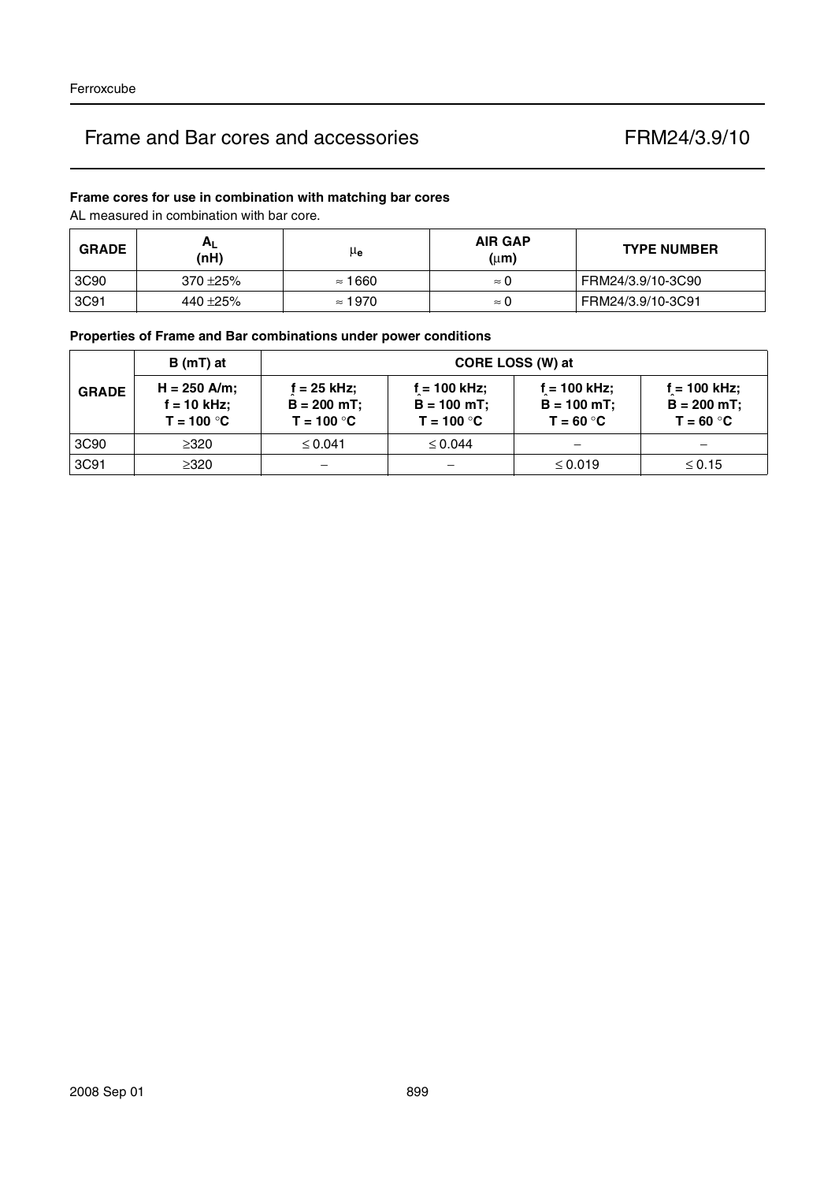# Frame and Bar cores and accessories FRM24/3.9/10

### Frame cores for use in combination with matching bar cores

AL measured in combination with bar core.

| GRADE | $A_L$ (nH) | $\mu_e$ | AIR GAP ($\mu$m) | TYPE NUMBER |
|---|---|---|---|---|
| 3C90 | 370 ±25% | ≈ 1660 | ≈ 0 | FRM24/3.9/10-3C90 |
| 3C91 | 440 ±25% | ≈ 1970 | ≈ 0 | FRM24/3.9/10-3C91 |

### Properties of Frame and Bar combinations under power conditions

| GRADE | B (mT) at | CORE LOSS (W) at | | | |
|---|---|---|---|---|---|
| | H = 250 A/m; f = 10 kHz; T = 100 °C | f = 25 kHz; $\hat{B}$ = 200 mT; T = 100 °C | f = 100 kHz; $\hat{B}$ = 100 mT; T = 100 °C | f = 100 kHz; $\hat{B}$ = 100 mT; T = 60 °C | f = 100 kHz; $\hat{B}$ = 200 mT; T = 60 °C |
| 3C90 | ≥320 | ≤ 0.041 | ≤ 0.044 | − | − |
| 3C91 | ≥320 | − | − | ≤ 0.019 | ≤ 0.15 |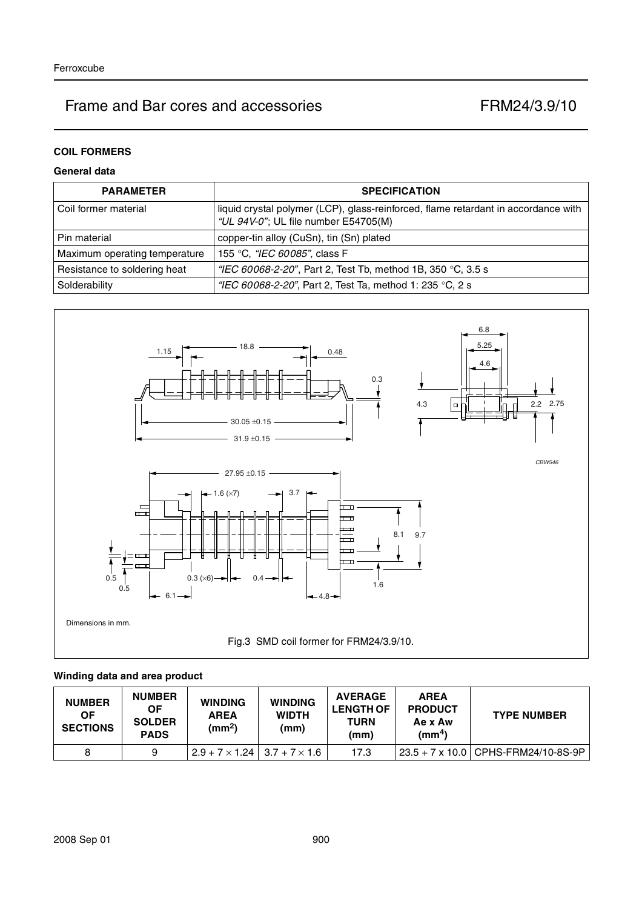## COIL FORMERS

### General data

| PARAMETER | SPECIFICATION |
|---|---|
| Coil former material | liquid crystal polymer (LCP), glass-reinforced, flame retardant in accordance with *"UL 94V-0"*; UL file number E54705(M) |
| Pin material | copper-tin alloy (CuSn), tin (Sn) plated |
| Maximum operating temperature | 155 °C, *"IEC 60085"*, class F |
| Resistance to soldering heat | *"IEC 60068-2-20"*, Part 2, Test Tb, method 1B, 350 °C, 3.5 s |
| Solderability | *"IEC 60068-2-20"*, Part 2, Test Ta, method 1: 235 °C, 2 s |

Dimensions in mm.

Fig.3 SMD coil former for FRM24/3.9/10.

### Winding data and area product

| NUMBER OF SECTIONS | NUMBER OF SOLDER PADS | WINDING AREA (mm$^2$) | WINDING WIDTH (mm) | AVERAGE LENGTH OF TURN (mm) | AREA PRODUCT Ae x Aw (mm$^4$) | TYPE NUMBER |
|---|---|---|---|---|---|---|
| 8 | 9 | $2.9 + 7 \times 1.24$ | $3.7 + 7 \times 1.6$ | 17.3 | 23.5 + 7 x 10.0 | CPHS-FRM24/10-8S-9P |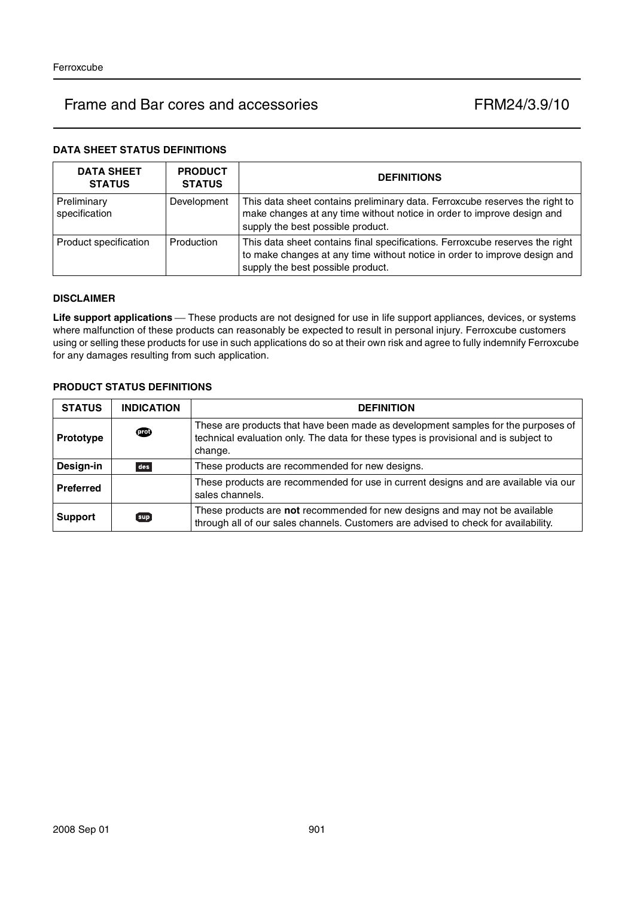### DATA SHEET STATUS DEFINITIONS

| DATA SHEET STATUS | PRODUCT STATUS | DEFINITIONS |
|---|---|---|
| Preliminary specification | Development | This data sheet contains preliminary data. Ferroxcube reserves the right to make changes at any time without notice in order to improve design and supply the best possible product. |
| Product specification | Production | This data sheet contains final specifications. Ferroxcube reserves the right to make changes at any time without notice in order to improve design and supply the best possible product. |

### DISCLAIMER

**Life support applications** — These products are not designed for use in life support appliances, devices, or systems where malfunction of these products can reasonably be expected to result in personal injury. Ferroxcube customers using or selling these products for use in such applications do so at their own risk and agree to fully indemnify Ferroxcube for any damages resulting from such application.

### PRODUCT STATUS DEFINITIONS

| STATUS | INDICATION | DEFINITION |
|---|---|---|
| **Prototype** | prot | These are products that have been made as development samples for the purposes of technical evaluation only. The data for these types is provisional and is subject to change. |
| **Design-in** | des | These products are recommended for new designs. |
| **Preferred** | | These products are recommended for use in current designs and are available via our sales channels. |
| **Support** | sup | These products are **not** recommended for new designs and may not be available through all of our sales channels. Customers are advised to check for availability. |